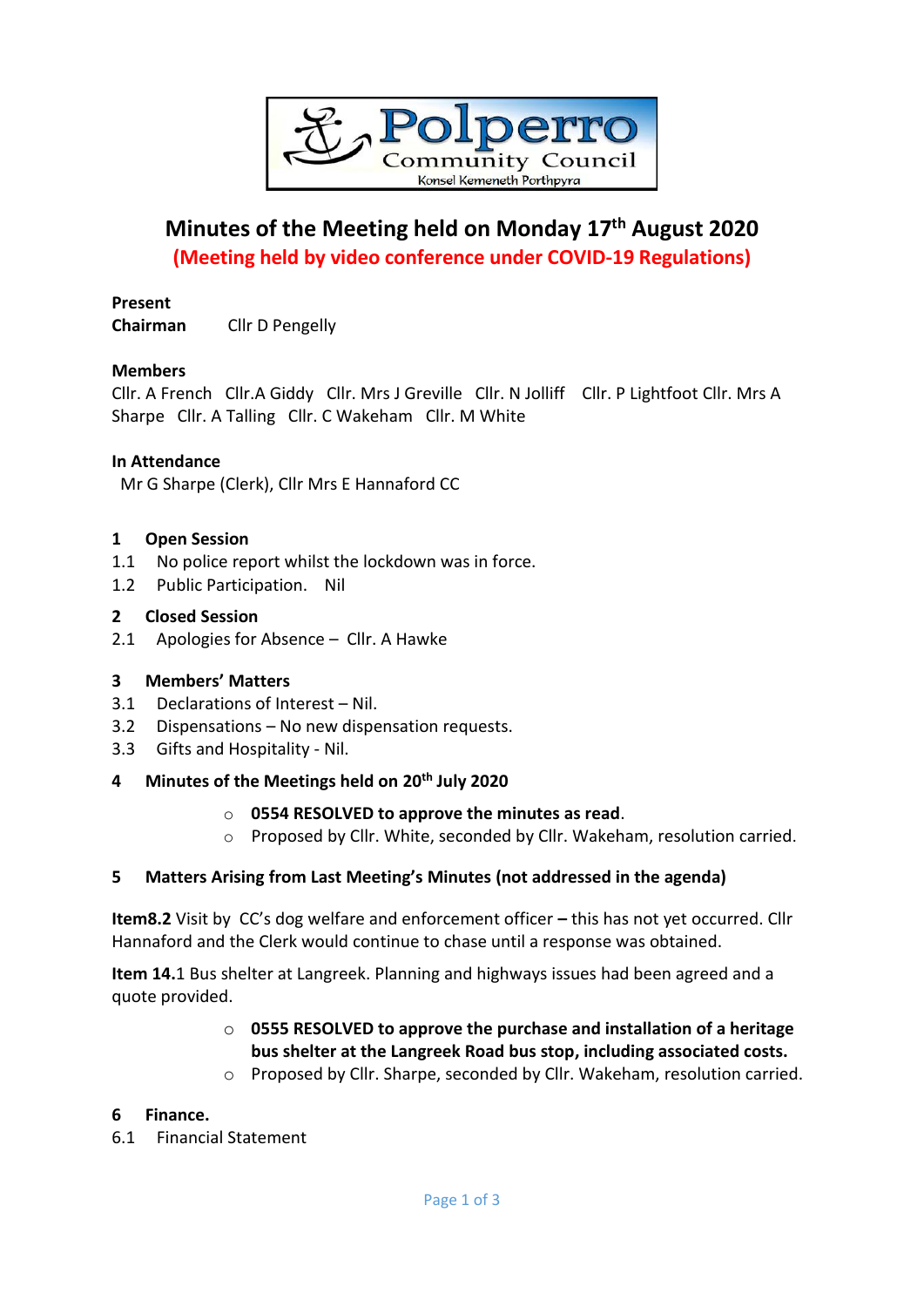Polperro Community Council
Konsel Kemeneth Porthpyra

# Minutes of the Meeting held on Monday 17th August 2020

**(Meeting held by video conference under COVID-19 Regulations)**

**Present**
**Chairman** Cllr D Pengelly

**Members**
Cllr. A French Cllr.A Giddy Cllr. Mrs J Greville Cllr. N Jolliff Cllr. P Lightfoot Cllr. Mrs A Sharpe Cllr. A Talling Cllr. C Wakeham Cllr. M White

**In Attendance**
Mr G Sharpe (Clerk), Cllr Mrs E Hannaford CC

## 1 Open Session

1.1 No police report whilst the lockdown was in force.
1.2 Public Participation. Nil

## 2 Closed Session

2.1 Apologies for Absence – Cllr. A Hawke

## 3 Members' Matters

3.1 Declarations of Interest – Nil.
3.2 Dispensations – No new dispensation requests.
3.3 Gifts and Hospitality - Nil.

## 4 Minutes of the Meetings held on 20th July 2020

- **0554 RESOLVED to approve the minutes as read**.
- Proposed by Cllr. White, seconded by Cllr. Wakeham, resolution carried.

## 5 Matters Arising from Last Meeting's Minutes (not addressed in the agenda)

**Item8.2** Visit by CC's dog welfare and enforcement officer **–** this has not yet occurred. Cllr Hannaford and the Clerk would continue to chase until a response was obtained.

**Item 14.**1 Bus shelter at Langreek. Planning and highways issues had been agreed and a quote provided.

- **0555 RESOLVED to approve the purchase and installation of a heritage bus shelter at the Langreek Road bus stop, including associated costs.**
- Proposed by Cllr. Sharpe, seconded by Cllr. Wakeham, resolution carried.

## 6 Finance.

6.1 Financial Statement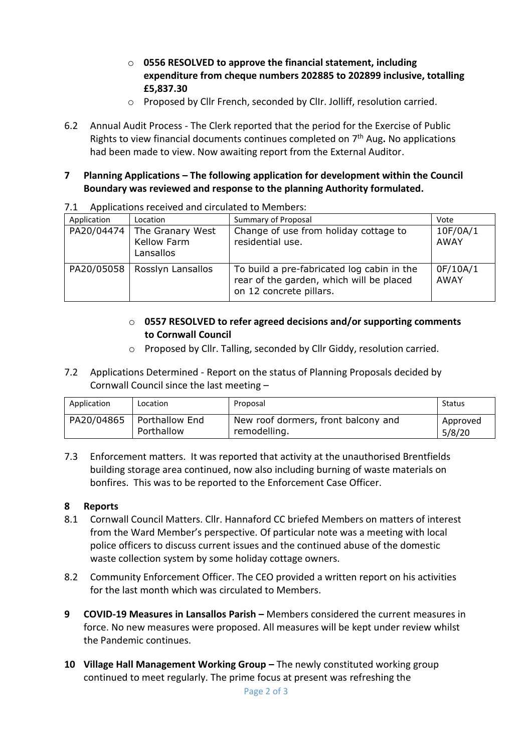- **0556 RESOLVED to approve the financial statement, including expenditure from cheque numbers 202885 to 202899 inclusive, totalling £5,837.30**
- Proposed by Cllr French, seconded by Cllr. Jolliff, resolution carried.

6.2 Annual Audit Process - The Clerk reported that the period for the Exercise of Public Rights to view financial documents continues completed on 7th Aug**.** No applications had been made to view. Now awaiting report from the External Auditor.

**7 Planning Applications – The following application for development within the Council Boundary was reviewed and response to the planning Authority formulated.**

7.1 Applications received and circulated to Members:

| Application | Location | Summary of Proposal | Vote |
|---|---|---|---|
| PA20/04474 | The Granary West Kellow Farm Lansallos | Change of use from holiday cottage to residential use. | 10F/0A/1 AWAY |
| PA20/05058 | Rosslyn Lansallos | To build a pre-fabricated log cabin in the rear of the garden, which will be placed on 12 concrete pillars. | 0F/10A/1 AWAY |

- **0557 RESOLVED to refer agreed decisions and/or supporting comments to Cornwall Council**
- Proposed by Cllr. Talling, seconded by Cllr Giddy, resolution carried.

7.2 Applications Determined - Report on the status of Planning Proposals decided by Cornwall Council since the last meeting –

| Application | Location | Proposal | Status |
|---|---|---|---|
| PA20/04865 | Porthallow End Porthallow | New roof dormers, front balcony and remodelling. | Approved 5/8/20 |

7.3 Enforcement matters. It was reported that activity at the unauthorised Brentfields building storage area continued, now also including burning of waste materials on bonfires. This was to be reported to the Enforcement Case Officer.

**8 Reports**

8.1 Cornwall Council Matters. Cllr. Hannaford CC briefed Members on matters of interest from the Ward Member's perspective. Of particular note was a meeting with local police officers to discuss current issues and the continued abuse of the domestic waste collection system by some holiday cottage owners.

8.2 Community Enforcement Officer. The CEO provided a written report on his activities for the last month which was circulated to Members.

**9 COVID-19 Measures in Lansallos Parish –** Members considered the current measures in force. No new measures were proposed. All measures will be kept under review whilst the Pandemic continues.

**10 Village Hall Management Working Group –** The newly constituted working group continued to meet regularly. The prime focus at present was refreshing the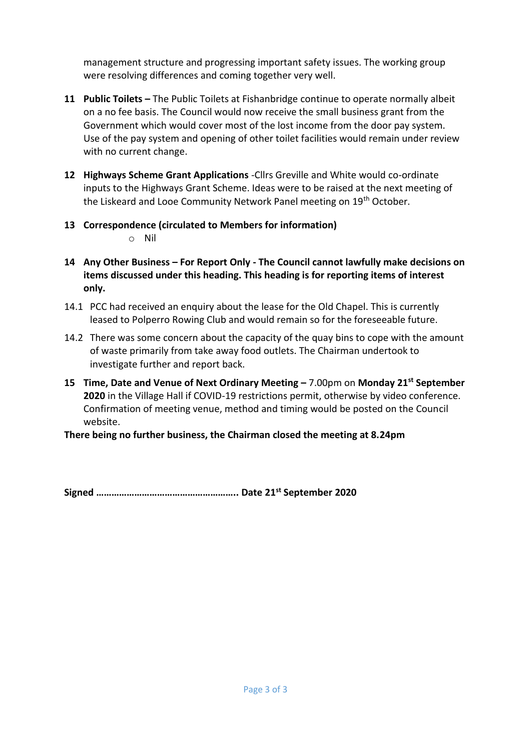management structure and progressing important safety issues. The working group were resolving differences and coming together very well.

11 **Public Toilets –** The Public Toilets at Fishanbridge continue to operate normally albeit on a no fee basis. The Council would now receive the small business grant from the Government which would cover most of the lost income from the door pay system. Use of the pay system and opening of other toilet facilities would remain under review with no current change.

12 **Highways Scheme Grant Applications** -Cllrs Greville and White would co-ordinate inputs to the Highways Grant Scheme. Ideas were to be raised at the next meeting of the Liskeard and Looe Community Network Panel meeting on 19th October.

13 **Correspondence (circulated to Members for information)**
   - Nil

14 **Any Other Business – For Report Only - The Council cannot lawfully make decisions on items discussed under this heading. This heading is for reporting items of interest only.**

14.1 PCC had received an enquiry about the lease for the Old Chapel. This is currently leased to Polperro Rowing Club and would remain so for the foreseeable future.

14.2 There was some concern about the capacity of the quay bins to cope with the amount of waste primarily from take away food outlets. The Chairman undertook to investigate further and report back.

15 **Time, Date and Venue of Next Ordinary Meeting –** 7.00pm on **Monday 21st September 2020** in the Village Hall if COVID-19 restrictions permit, otherwise by video conference. Confirmation of meeting venue, method and timing would be posted on the Council website.

**There being no further business, the Chairman closed the meeting at 8.24pm**

**Signed ……………………………………………….. Date 21st September 2020**